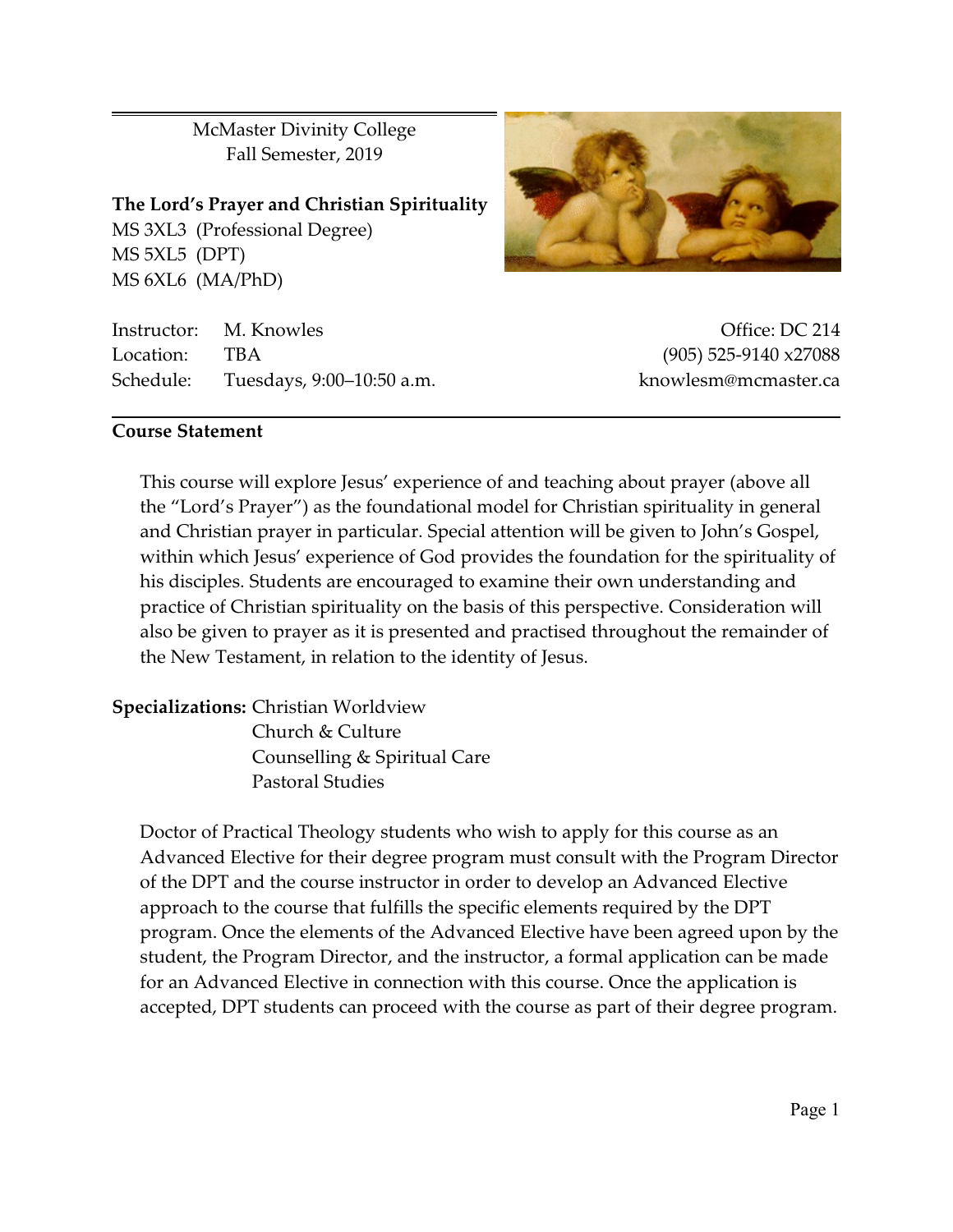McMaster Divinity College
Fall Semester, 2019

**The Lord's Prayer and Christian Spirituality**
MS 3XL3 (Professional Degree)
MS 5XL5 (DPT)
MS 6XL6 (MA/PhD)

Instructor: M. Knowles
Location: TBA
Schedule: Tuesdays, 9:00–10:50 a.m.

Office: DC 214
(905) 525-9140 x27088
knowlesm@mcmaster.ca

## Course Statement

This course will explore Jesus' experience of and teaching about prayer (above all the "Lord's Prayer") as the foundational model for Christian spirituality in general and Christian prayer in particular. Special attention will be given to John's Gospel, within which Jesus' experience of God provides the foundation for the spirituality of his disciples. Students are encouraged to examine their own understanding and practice of Christian spirituality on the basis of this perspective. Consideration will also be given to prayer as it is presented and practised throughout the remainder of the New Testament, in relation to the identity of Jesus.

**Specializations:** Christian Worldview
Church & Culture
Counselling & Spiritual Care
Pastoral Studies

Doctor of Practical Theology students who wish to apply for this course as an Advanced Elective for their degree program must consult with the Program Director of the DPT and the course instructor in order to develop an Advanced Elective approach to the course that fulfills the specific elements required by the DPT program. Once the elements of the Advanced Elective have been agreed upon by the student, the Program Director, and the instructor, a formal application can be made for an Advanced Elective in connection with this course. Once the application is accepted, DPT students can proceed with the course as part of their degree program.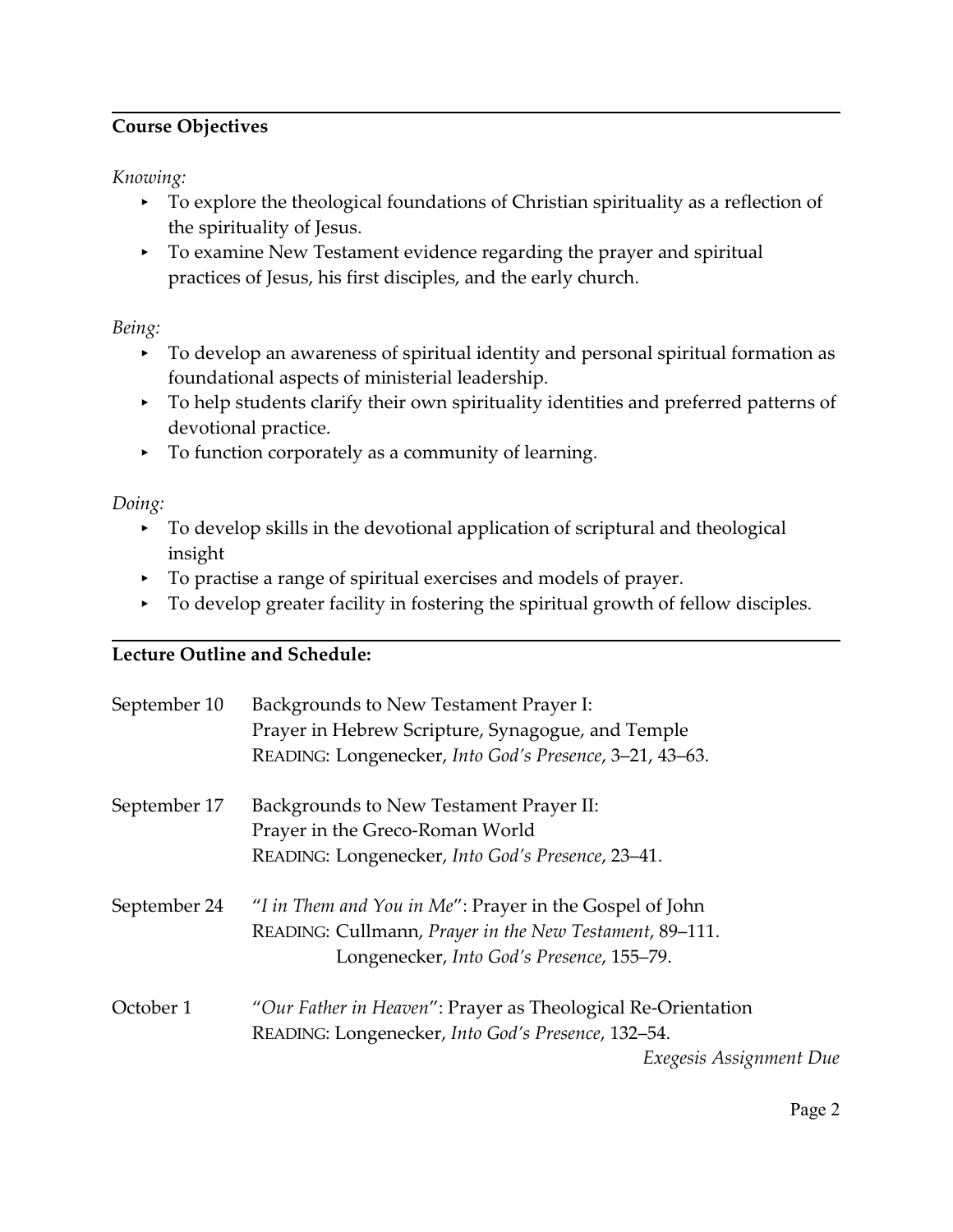## Course Objectives

*Knowing:*

- To explore the theological foundations of Christian spirituality as a reflection of the spirituality of Jesus.
- To examine New Testament evidence regarding the prayer and spiritual practices of Jesus, his first disciples, and the early church.

*Being:*

- To develop an awareness of spiritual identity and personal spiritual formation as foundational aspects of ministerial leadership.
- To help students clarify their own spirituality identities and preferred patterns of devotional practice.
- To function corporately as a community of learning.

*Doing:*

- To develop skills in the devotional application of scriptural and theological insight
- To practise a range of spiritual exercises and models of prayer.
- To develop greater facility in fostering the spiritual growth of fellow disciples.

## Lecture Outline and Schedule:

**September 10** — Backgrounds to New Testament Prayer I:
Prayer in Hebrew Scripture, Synagogue, and Temple
READING: Longenecker, *Into God's Presence*, 3–21, 43–63.

**September 17** — Backgrounds to New Testament Prayer II:
Prayer in the Greco-Roman World
READING: Longenecker, *Into God's Presence*, 23–41.

**September 24** — "*I in Them and You in Me*": Prayer in the Gospel of John
READING: Cullmann, *Prayer in the New Testament*, 89–111.
Longenecker, *Into God's Presence*, 155–79.

**October 1** — "*Our Father in Heaven*": Prayer as Theological Re-Orientation
READING: Longenecker, *Into God's Presence*, 132–54.
*Exegesis Assignment Due*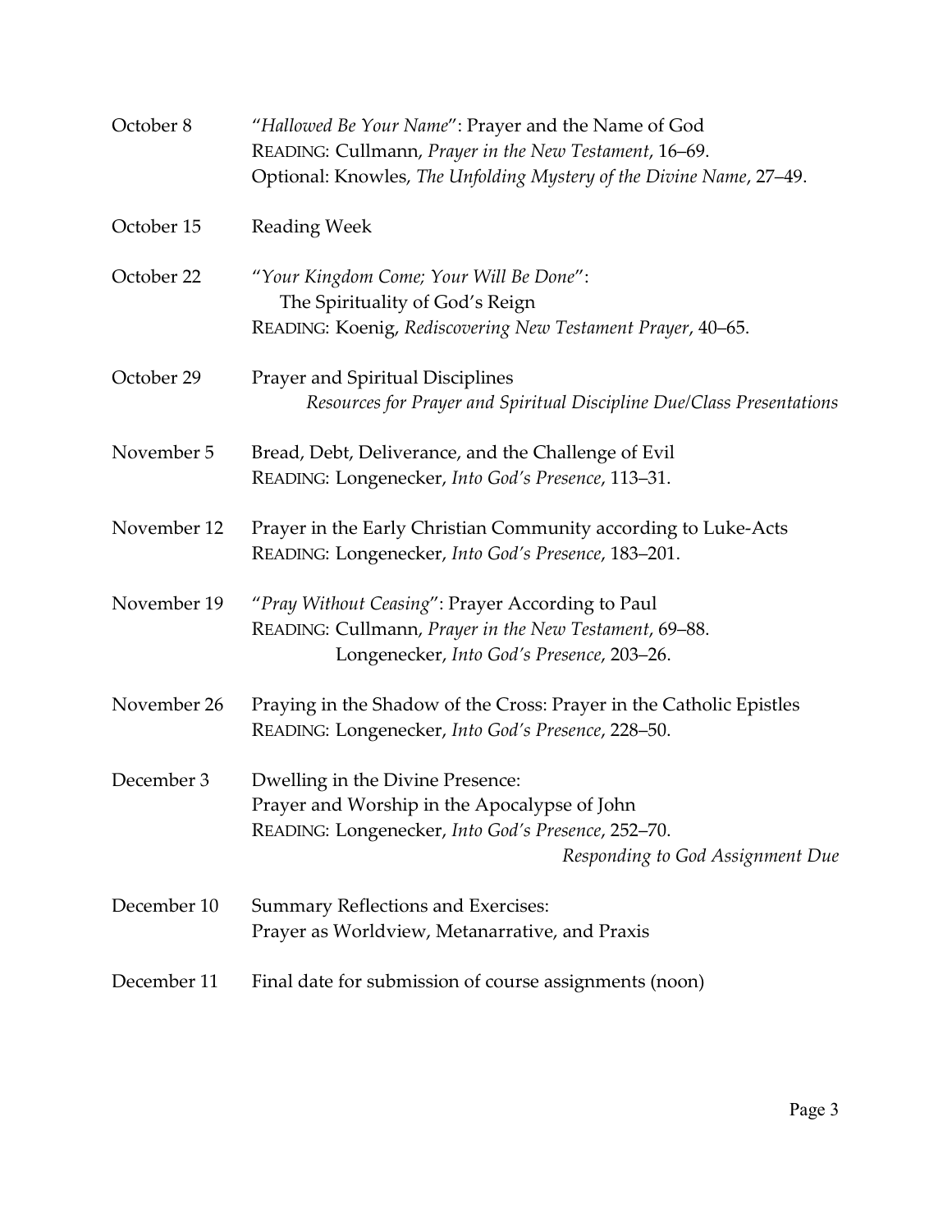| | |
|---|---|
| October 8 | "*Hallowed Be Your Name*": Prayer and the Name of God<br>READING: Cullmann, *Prayer in the New Testament*, 16–69.<br>Optional: Knowles, *The Unfolding Mystery of the Divine Name*, 27–49. |
| October 15 | Reading Week |
| October 22 | "*Your Kingdom Come; Your Will Be Done*":<br>The Spirituality of God's Reign<br>READING: Koenig, *Rediscovering New Testament Prayer*, 40–65. |
| October 29 | Prayer and Spiritual Disciplines<br>*Resources for Prayer and Spiritual Discipline Due/Class Presentations* |
| November 5 | Bread, Debt, Deliverance, and the Challenge of Evil<br>READING: Longenecker, *Into God's Presence*, 113–31. |
| November 12 | Prayer in the Early Christian Community according to Luke-Acts<br>READING: Longenecker, *Into God's Presence*, 183–201. |
| November 19 | "*Pray Without Ceasing*": Prayer According to Paul<br>READING: Cullmann, *Prayer in the New Testament*, 69–88.<br>Longenecker, *Into God's Presence*, 203–26. |
| November 26 | Praying in the Shadow of the Cross: Prayer in the Catholic Epistles<br>READING: Longenecker, *Into God's Presence*, 228–50. |
| December 3 | Dwelling in the Divine Presence:<br>Prayer and Worship in the Apocalypse of John<br>READING: Longenecker, *Into God's Presence*, 252–70.<br>*Responding to God Assignment Due* |
| December 10 | Summary Reflections and Exercises:<br>Prayer as Worldview, Metanarrative, and Praxis |
| December 11 | Final date for submission of course assignments (noon) |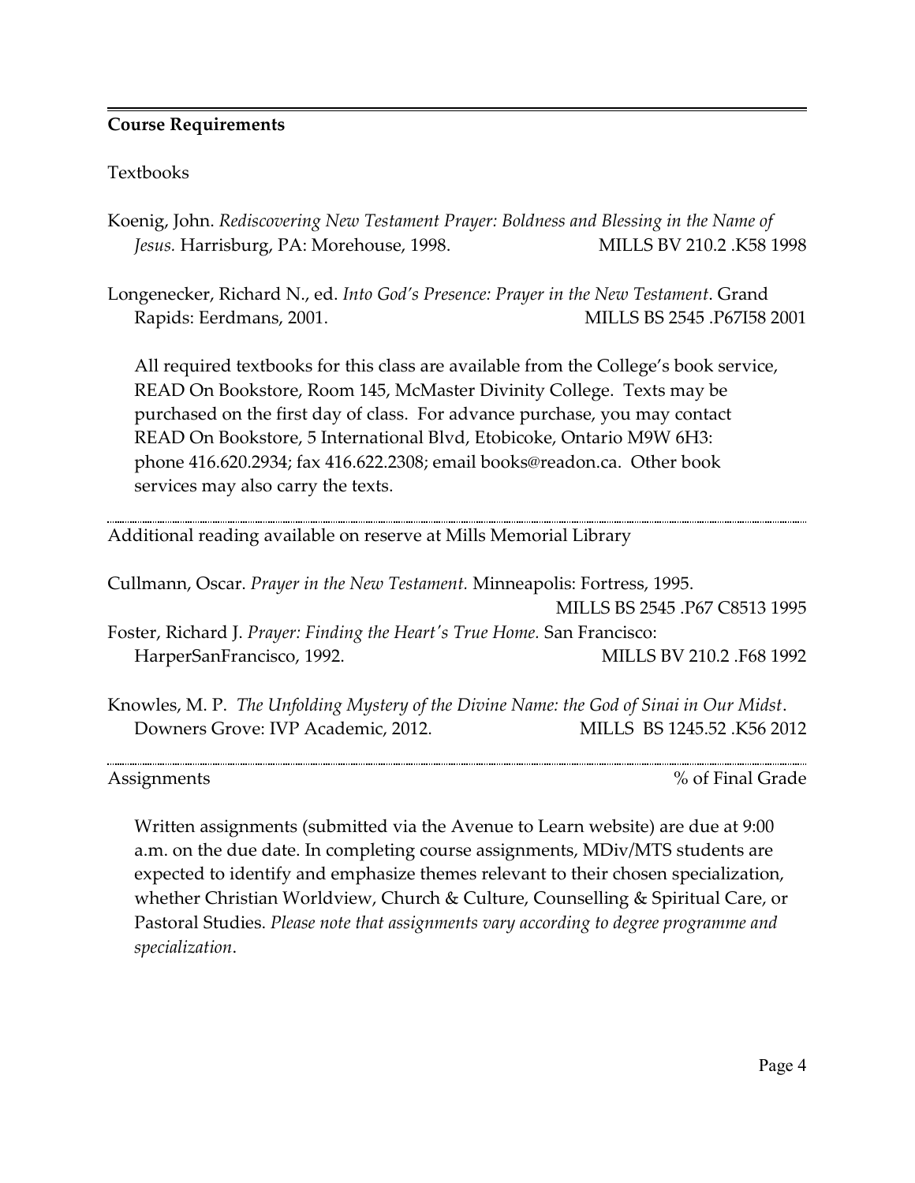## Course Requirements

Textbooks

Koenig, John. *Rediscovering New Testament Prayer: Boldness and Blessing in the Name of Jesus.* Harrisburg, PA: Morehouse, 1998. MILLS BV 210.2 .K58 1998

Longenecker, Richard N., ed. *Into God's Presence: Prayer in the New Testament*. Grand Rapids: Eerdmans, 2001. MILLS BS 2545 .P67I58 2001

All required textbooks for this class are available from the College's book service, READ On Bookstore, Room 145, McMaster Divinity College. Texts may be purchased on the first day of class. For advance purchase, you may contact READ On Bookstore, 5 International Blvd, Etobicoke, Ontario M9W 6H3: phone 416.620.2934; fax 416.622.2308; email books@readon.ca. Other book services may also carry the texts.

---

Additional reading available on reserve at Mills Memorial Library

Cullmann, Oscar. *Prayer in the New Testament.* Minneapolis: Fortress, 1995. MILLS BS 2545 .P67 C8513 1995

Foster, Richard J. *Prayer: Finding the Heart's True Home.* San Francisco: HarperSanFrancisco, 1992. MILLS BV 210.2 .F68 1992

Knowles, M. P. *The Unfolding Mystery of the Divine Name: the God of Sinai in Our Midst*. Downers Grove: IVP Academic, 2012. MILLS BS 1245.52 .K56 2012

---

Assignments % of Final Grade

Written assignments (submitted via the Avenue to Learn website) are due at 9:00 a.m. on the due date. In completing course assignments, MDiv/MTS students are expected to identify and emphasize themes relevant to their chosen specialization, whether Christian Worldview, Church & Culture, Counselling & Spiritual Care, or Pastoral Studies. *Please note that assignments vary according to degree programme and specialization*.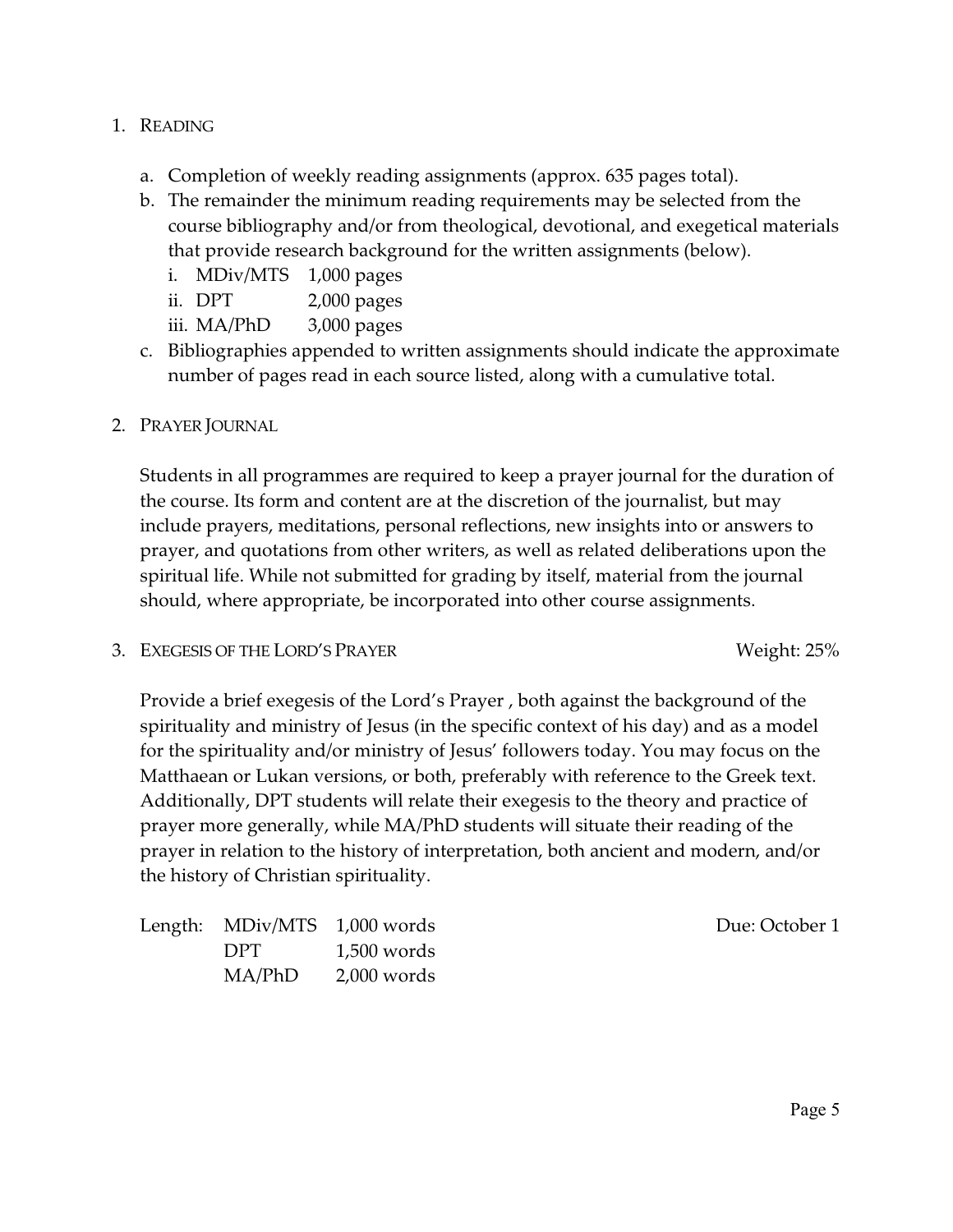1. READING

   a. Completion of weekly reading assignments (approx. 635 pages total).
   b. The remainder the minimum reading requirements may be selected from the course bibliography and/or from theological, devotional, and exegetical materials that provide research background for the written assignments (below).
      i. MDiv/MTS 1,000 pages
      ii. DPT 2,000 pages
      iii. MA/PhD 3,000 pages
   c. Bibliographies appended to written assignments should indicate the approximate number of pages read in each source listed, along with a cumulative total.

2. PRAYER JOURNAL

   Students in all programmes are required to keep a prayer journal for the duration of the course. Its form and content are at the discretion of the journalist, but may include prayers, meditations, personal reflections, new insights into or answers to prayer, and quotations from other writers, as well as related deliberations upon the spiritual life. While not submitted for grading by itself, material from the journal should, where appropriate, be incorporated into other course assignments.

3. EXEGESIS OF THE LORD'S PRAYER — Weight: 25%

   Provide a brief exegesis of the Lord's Prayer , both against the background of the spirituality and ministry of Jesus (in the specific context of his day) and as a model for the spirituality and/or ministry of Jesus' followers today. You may focus on the Matthaean or Lukan versions, or both, preferably with reference to the Greek text. Additionally, DPT students will relate their exegesis to the theory and practice of prayer more generally, while MA/PhD students will situate their reading of the prayer in relation to the history of interpretation, both ancient and modern, and/or the history of Christian spirituality.

   Length:
   - MDiv/MTS 1,000 words
   - DPT 1,500 words
   - MA/PhD 2,000 words

   Due: October 1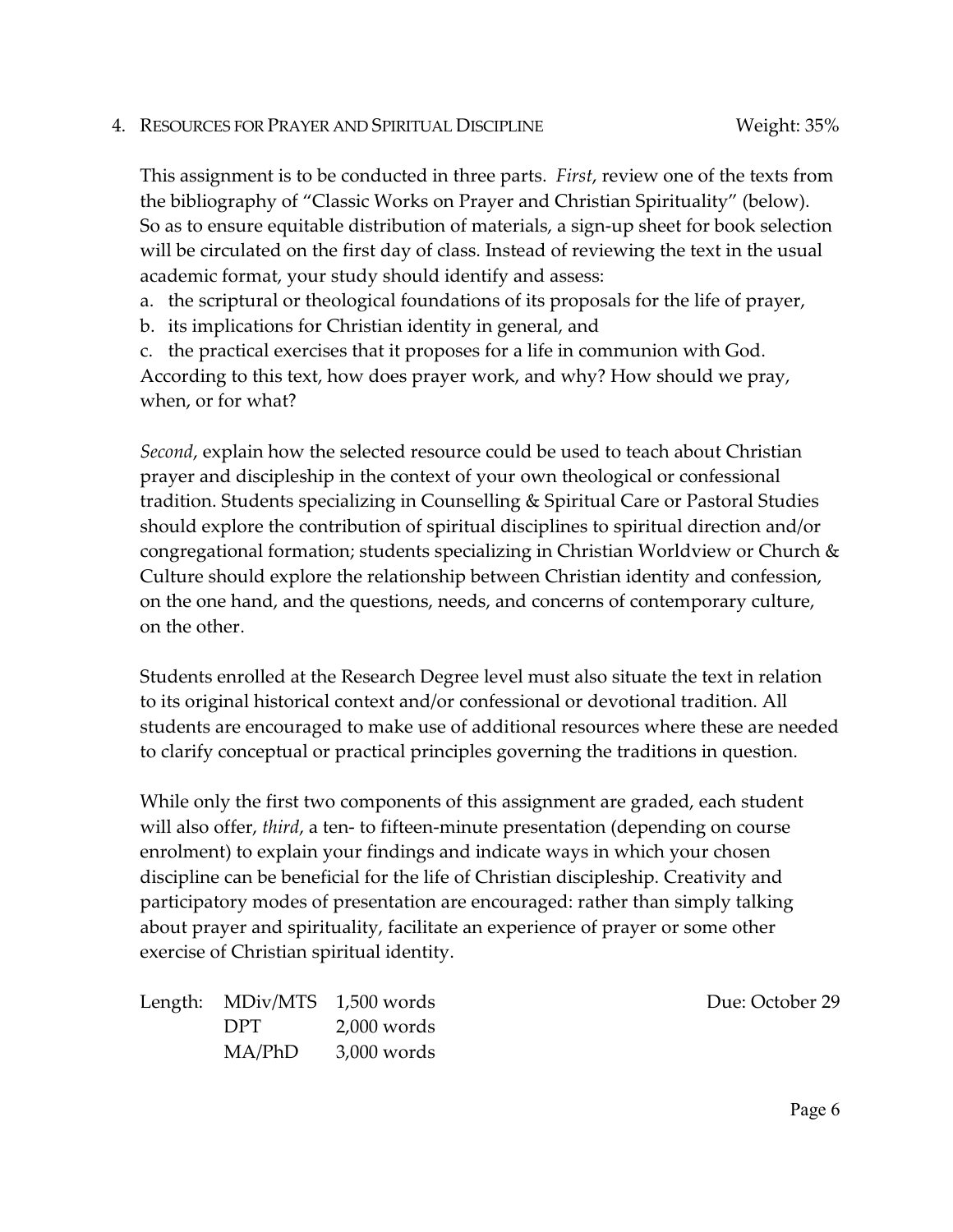4. RESOURCES FOR PRAYER AND SPIRITUAL DISCIPLINE Weight: 35%

This assignment is to be conducted in three parts. *First*, review one of the texts from the bibliography of "Classic Works on Prayer and Christian Spirituality" (below). So as to ensure equitable distribution of materials, a sign-up sheet for book selection will be circulated on the first day of class. Instead of reviewing the text in the usual academic format, your study should identify and assess:

a. the scriptural or theological foundations of its proposals for the life of prayer,
b. its implications for Christian identity in general, and
c. the practical exercises that it proposes for a life in communion with God.

According to this text, how does prayer work, and why? How should we pray, when, or for what?

*Second*, explain how the selected resource could be used to teach about Christian prayer and discipleship in the context of your own theological or confessional tradition. Students specializing in Counselling & Spiritual Care or Pastoral Studies should explore the contribution of spiritual disciplines to spiritual direction and/or congregational formation; students specializing in Christian Worldview or Church & Culture should explore the relationship between Christian identity and confession, on the one hand, and the questions, needs, and concerns of contemporary culture, on the other.

Students enrolled at the Research Degree level must also situate the text in relation to its original historical context and/or confessional or devotional tradition. All students are encouraged to make use of additional resources where these are needed to clarify conceptual or practical principles governing the traditions in question.

While only the first two components of this assignment are graded, each student will also offer, *third*, a ten- to fifteen-minute presentation (depending on course enrolment) to explain your findings and indicate ways in which your chosen discipline can be beneficial for the life of Christian discipleship. Creativity and participatory modes of presentation are encouraged: rather than simply talking about prayer and spirituality, facilitate an experience of prayer or some other exercise of Christian spiritual identity.

| Length: | MDiv/MTS | 1,500 words |
|---|---|---|
| | DPT | 2,000 words |
| | MA/PhD | 3,000 words |

Due: October 29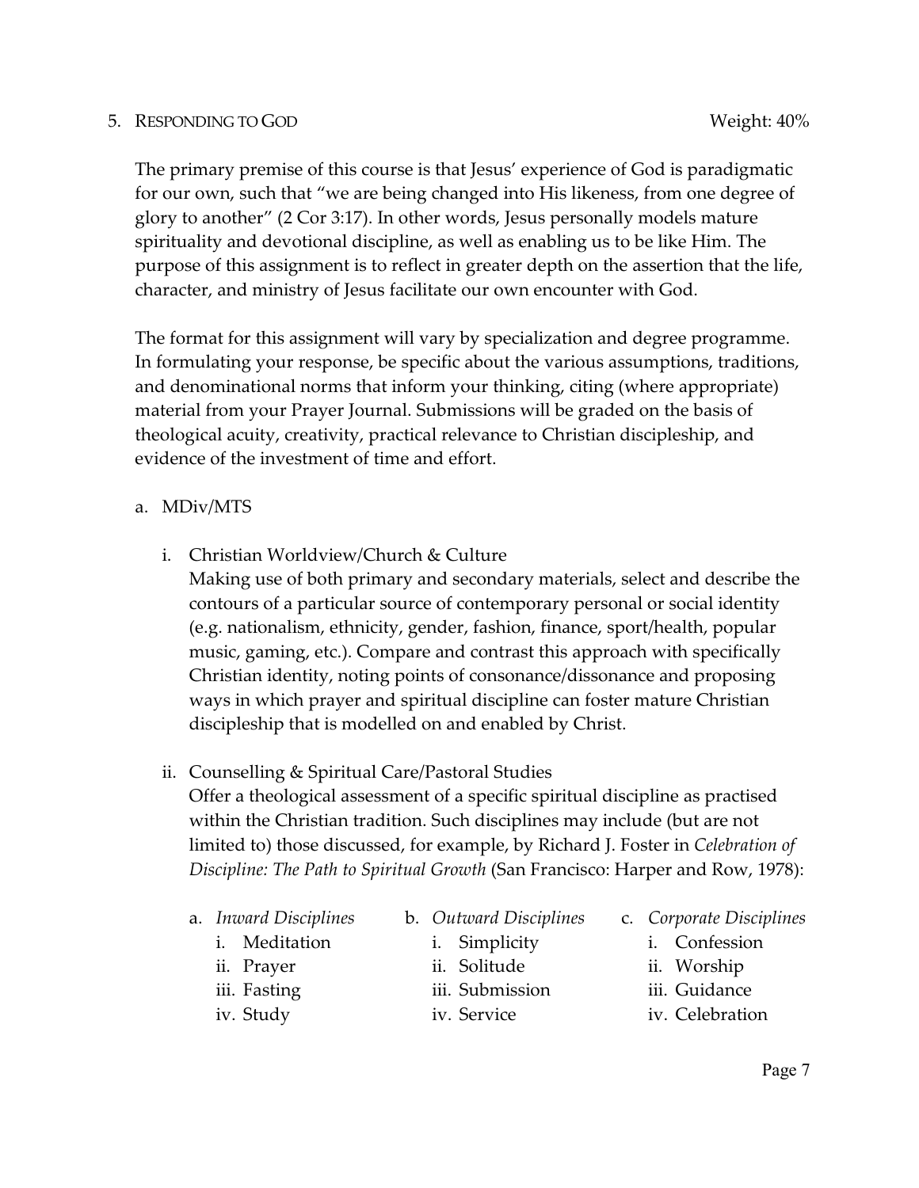5. RESPONDING TO GOD Weight: 40%

The primary premise of this course is that Jesus' experience of God is paradigmatic for our own, such that "we are being changed into His likeness, from one degree of glory to another" (2 Cor 3:17). In other words, Jesus personally models mature spirituality and devotional discipline, as well as enabling us to be like Him. The purpose of this assignment is to reflect in greater depth on the assertion that the life, character, and ministry of Jesus facilitate our own encounter with God.

The format for this assignment will vary by specialization and degree programme. In formulating your response, be specific about the various assumptions, traditions, and denominational norms that inform your thinking, citing (where appropriate) material from your Prayer Journal. Submissions will be graded on the basis of theological acuity, creativity, practical relevance to Christian discipleship, and evidence of the investment of time and effort.

a. MDiv/MTS

   i. Christian Worldview/Church & Culture
   Making use of both primary and secondary materials, select and describe the contours of a particular source of contemporary personal or social identity (e.g. nationalism, ethnicity, gender, fashion, finance, sport/health, popular music, gaming, etc.). Compare and contrast this approach with specifically Christian identity, noting points of consonance/dissonance and proposing ways in which prayer and spiritual discipline can foster mature Christian discipleship that is modelled on and enabled by Christ.

   ii. Counselling & Spiritual Care/Pastoral Studies
   Offer a theological assessment of a specific spiritual discipline as practised within the Christian tradition. Such disciplines may include (but are not limited to) those discussed, for example, by Richard J. Foster in *Celebration of Discipline: The Path to Spiritual Growth* (San Francisco: Harper and Row, 1978):

      a. *Inward Disciplines*
         i. Meditation
         ii. Prayer
         iii. Fasting
         iv. Study
      b. *Outward Disciplines*
         i. Simplicity
         ii. Solitude
         iii. Submission
         iv. Service
      c. *Corporate Disciplines*
         i. Confession
         ii. Worship
         iii. Guidance
         iv. Celebration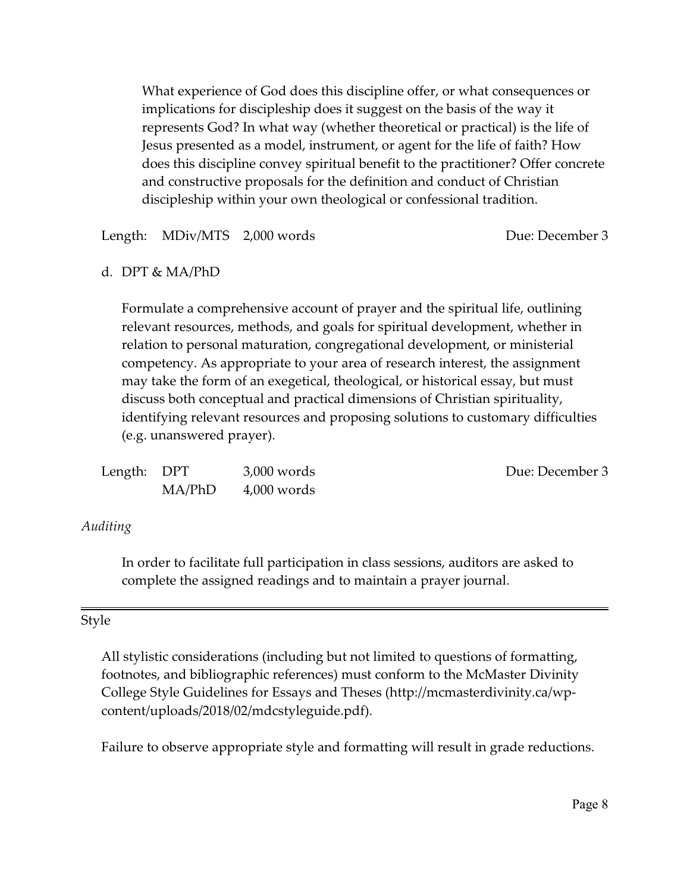What experience of God does this discipline offer, or what consequences or implications for discipleship does it suggest on the basis of the way it represents God? In what way (whether theoretical or practical) is the life of Jesus presented as a model, instrument, or agent for the life of faith? How does this discipline convey spiritual benefit to the practitioner? Offer concrete and constructive proposals for the definition and conduct of Christian discipleship within your own theological or confessional tradition.

Length: MDiv/MTS 2,000 words — Due: December 3

d. DPT & MA/PhD

Formulate a comprehensive account of prayer and the spiritual life, outlining relevant resources, methods, and goals for spiritual development, whether in relation to personal maturation, congregational development, or ministerial competency. As appropriate to your area of research interest, the assignment may take the form of an exegetical, theological, or historical essay, but must discuss both conceptual and practical dimensions of Christian spirituality, identifying relevant resources and proposing solutions to customary difficulties (e.g. unanswered prayer).

Length: DPT 3,000 words — Due: December 3
MA/PhD 4,000 words

*Auditing*

In order to facilitate full participation in class sessions, auditors are asked to complete the assigned readings and to maintain a prayer journal.

---

## Style

All stylistic considerations (including but not limited to questions of formatting, footnotes, and bibliographic references) must conform to the McMaster Divinity College Style Guidelines for Essays and Theses (http://mcmasterdivinity.ca/wp-content/uploads/2018/02/mdcstyleguide.pdf).

Failure to observe appropriate style and formatting will result in grade reductions.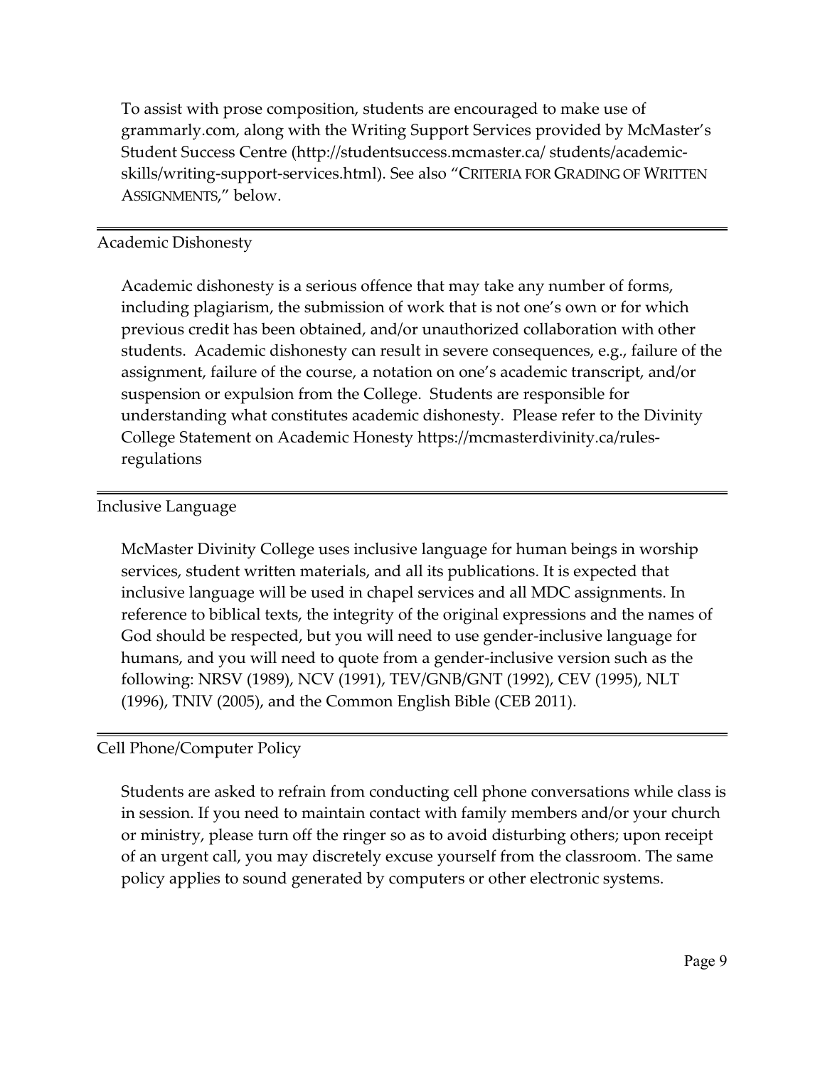To assist with prose composition, students are encouraged to make use of grammarly.com, along with the Writing Support Services provided by McMaster's Student Success Centre (http://studentsuccess.mcmaster.ca/ students/academic-skills/writing-support-services.html). See also "CRITERIA FOR GRADING OF WRITTEN ASSIGNMENTS," below.

## Academic Dishonesty

Academic dishonesty is a serious offence that may take any number of forms, including plagiarism, the submission of work that is not one's own or for which previous credit has been obtained, and/or unauthorized collaboration with other students. Academic dishonesty can result in severe consequences, e.g., failure of the assignment, failure of the course, a notation on one's academic transcript, and/or suspension or expulsion from the College. Students are responsible for understanding what constitutes academic dishonesty. Please refer to the Divinity College Statement on Academic Honesty https://mcmasterdivinity.ca/rules-regulations

## Inclusive Language

McMaster Divinity College uses inclusive language for human beings in worship services, student written materials, and all its publications. It is expected that inclusive language will be used in chapel services and all MDC assignments. In reference to biblical texts, the integrity of the original expressions and the names of God should be respected, but you will need to use gender-inclusive language for humans, and you will need to quote from a gender-inclusive version such as the following: NRSV (1989), NCV (1991), TEV/GNB/GNT (1992), CEV (1995), NLT (1996), TNIV (2005), and the Common English Bible (CEB 2011).

## Cell Phone/Computer Policy

Students are asked to refrain from conducting cell phone conversations while class is in session. If you need to maintain contact with family members and/or your church or ministry, please turn off the ringer so as to avoid disturbing others; upon receipt of an urgent call, you may discretely excuse yourself from the classroom. The same policy applies to sound generated by computers or other electronic systems.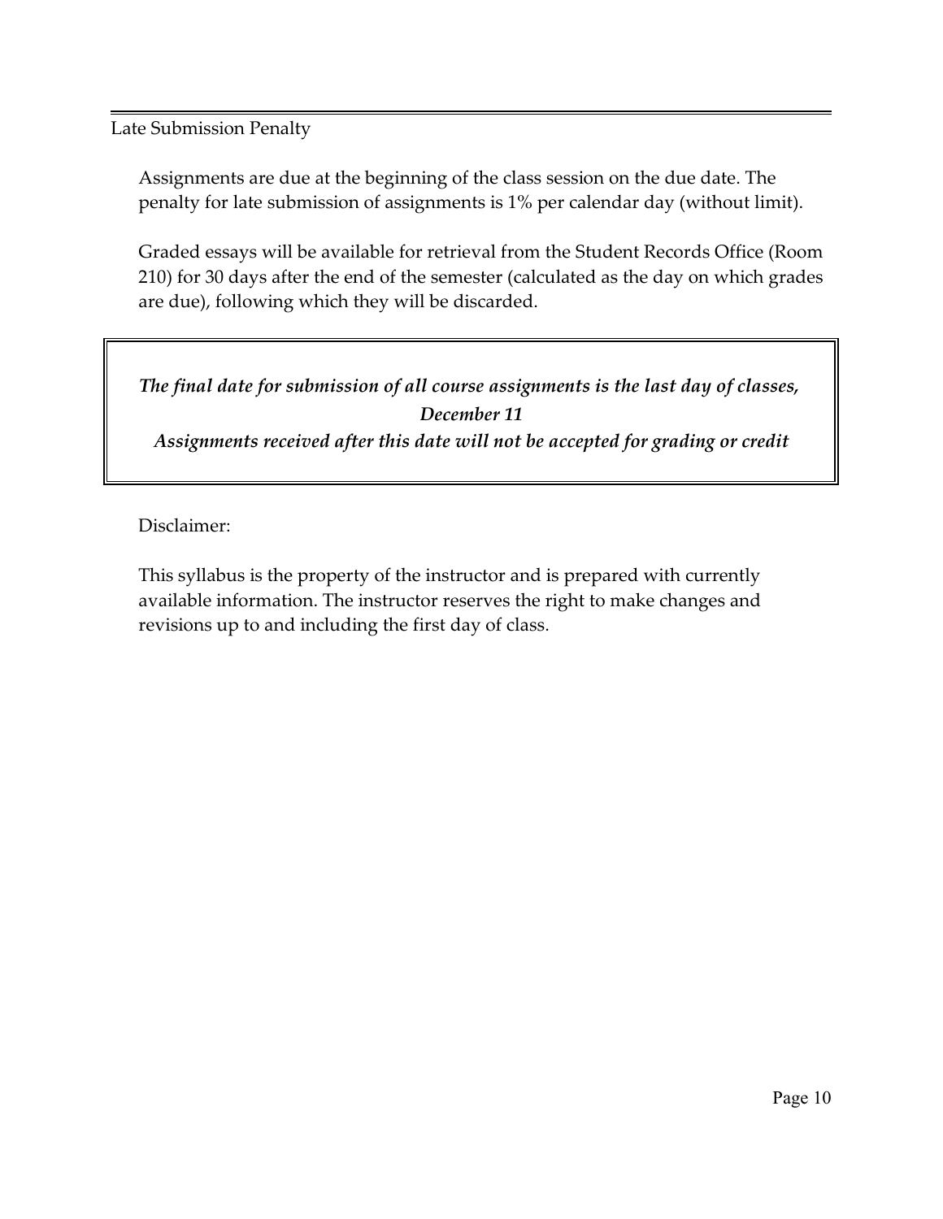## Late Submission Penalty

Assignments are due at the beginning of the class session on the due date. The penalty for late submission of assignments is 1% per calendar day (without limit).

Graded essays will be available for retrieval from the Student Records Office (Room 210) for 30 days after the end of the semester (calculated as the day on which grades are due), following which they will be discarded.

> ***The final date for submission of all course assignments is the last day of classes, December 11***
>
> ***Assignments received after this date will not be accepted for grading or credit***

Disclaimer:

This syllabus is the property of the instructor and is prepared with currently available information. The instructor reserves the right to make changes and revisions up to and including the first day of class.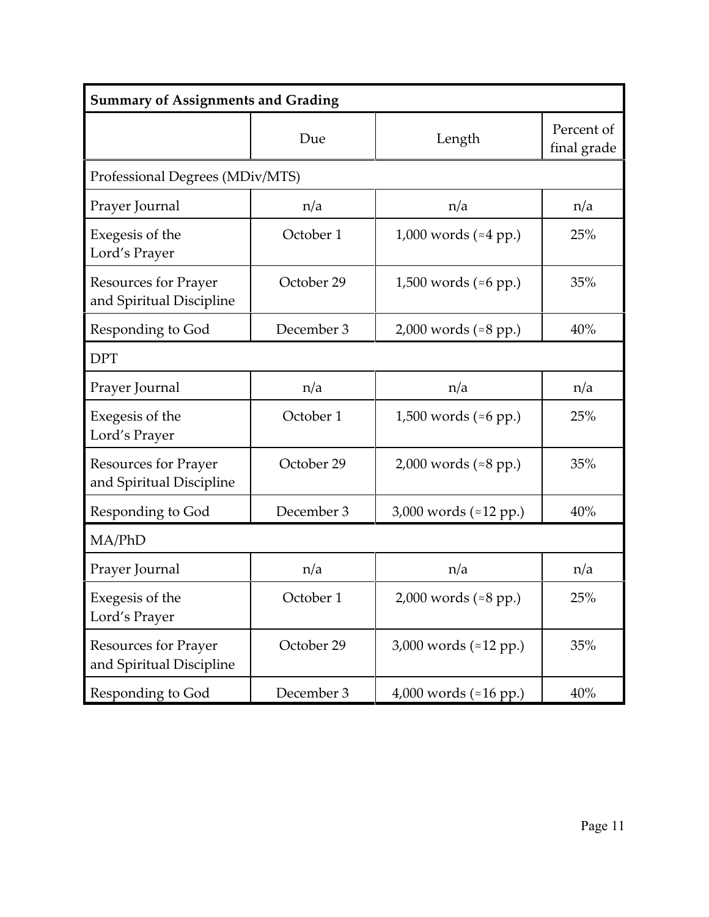| Summary of Assignments and Grading | | | |
|---|---|---|---|
| | Due | Length | Percent of final grade |
| Professional Degrees (MDiv/MTS) | | | |
| Prayer Journal | n/a | n/a | n/a |
| Exegesis of the Lord's Prayer | October 1 | 1,000 words (≈4 pp.) | 25% |
| Resources for Prayer and Spiritual Discipline | October 29 | 1,500 words (≈6 pp.) | 35% |
| Responding to God | December 3 | 2,000 words (≈8 pp.) | 40% |
| DPT | | | |
| Prayer Journal | n/a | n/a | n/a |
| Exegesis of the Lord's Prayer | October 1 | 1,500 words (≈6 pp.) | 25% |
| Resources for Prayer and Spiritual Discipline | October 29 | 2,000 words (≈8 pp.) | 35% |
| Responding to God | December 3 | 3,000 words (≈12 pp.) | 40% |
| MA/PhD | | | |
| Prayer Journal | n/a | n/a | n/a |
| Exegesis of the Lord's Prayer | October 1 | 2,000 words (≈8 pp.) | 25% |
| Resources for Prayer and Spiritual Discipline | October 29 | 3,000 words (≈12 pp.) | 35% |
| Responding to God | December 3 | 4,000 words (≈16 pp.) | 40% |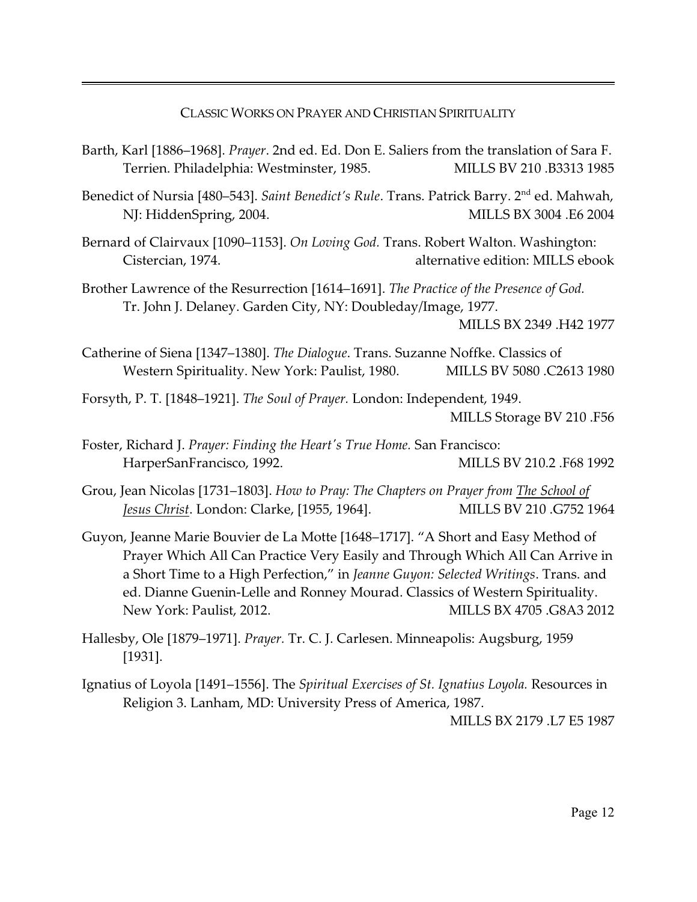## Classic Works on Prayer and Christian Spirituality

Barth, Karl [1886–1968]. *Prayer*. 2nd ed. Ed. Don E. Saliers from the translation of Sara F. Terrien. Philadelphia: Westminster, 1985. MILLS BV 210 .B3313 1985

Benedict of Nursia [480–543]. *Saint Benedict's Rule*. Trans. Patrick Barry. 2nd ed. Mahwah, NJ: HiddenSpring, 2004. MILLS BX 3004 .E6 2004

Bernard of Clairvaux [1090–1153]. *On Loving God.* Trans. Robert Walton. Washington: Cistercian, 1974. alternative edition: MILLS ebook

Brother Lawrence of the Resurrection [1614–1691]. *The Practice of the Presence of God.* Tr. John J. Delaney. Garden City, NY: Doubleday/Image, 1977. MILLS BX 2349 .H42 1977

Catherine of Siena [1347–1380]. *The Dialogue*. Trans. Suzanne Noffke. Classics of Western Spirituality. New York: Paulist, 1980. MILLS BV 5080 .C2613 1980

Forsyth, P. T. [1848–1921]. *The Soul of Prayer.* London: Independent, 1949. MILLS Storage BV 210 .F56

Foster, Richard J. *Prayer: Finding the Heart's True Home.* San Francisco: HarperSanFrancisco, 1992. MILLS BV 210.2 .F68 1992

Grou, Jean Nicolas [1731–1803]. *How to Pray: The Chapters on Prayer from The School of Jesus Christ*. London: Clarke, [1955, 1964]. MILLS BV 210 .G752 1964

Guyon, Jeanne Marie Bouvier de La Motte [1648–1717]. "A Short and Easy Method of Prayer Which All Can Practice Very Easily and Through Which All Can Arrive in a Short Time to a High Perfection," in *Jeanne Guyon: Selected Writings*. Trans. and ed. Dianne Guenin-Lelle and Ronney Mourad. Classics of Western Spirituality. New York: Paulist, 2012. MILLS BX 4705 .G8A3 2012

Hallesby, Ole [1879–1971]. *Prayer.* Tr. C. J. Carlesen. Minneapolis: Augsburg, 1959 [1931].

Ignatius of Loyola [1491–1556]. The *Spiritual Exercises of St. Ignatius Loyola.* Resources in Religion 3. Lanham, MD: University Press of America, 1987. MILLS BX 2179 .L7 E5 1987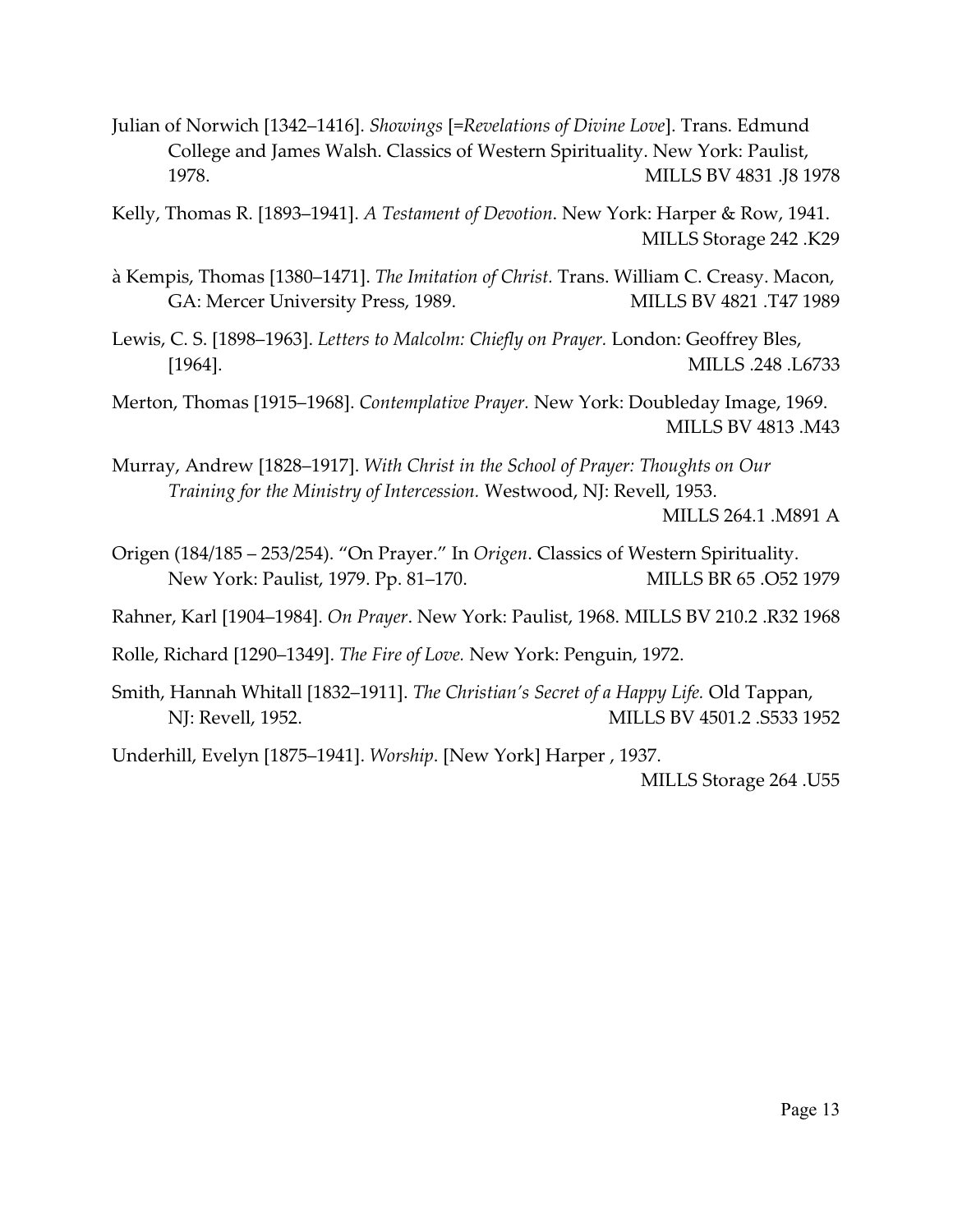Julian of Norwich [1342–1416]. *Showings* [=*Revelations of Divine Love*]. Trans. Edmund College and James Walsh. Classics of Western Spirituality. New York: Paulist, 1978. MILLS BV 4831 .J8 1978

Kelly, Thomas R. [1893–1941]. *A Testament of Devotion*. New York: Harper & Row, 1941. MILLS Storage 242 .K29

à Kempis, Thomas [1380–1471]. *The Imitation of Christ.* Trans. William C. Creasy. Macon, GA: Mercer University Press, 1989. MILLS BV 4821 .T47 1989

Lewis, C. S. [1898–1963]. *Letters to Malcolm: Chiefly on Prayer.* London: Geoffrey Bles, [1964]. MILLS .248 .L6733

Merton, Thomas [1915–1968]. *Contemplative Prayer.* New York: Doubleday Image, 1969. MILLS BV 4813 .M43

Murray, Andrew [1828–1917]. *With Christ in the School of Prayer: Thoughts on Our Training for the Ministry of Intercession.* Westwood, NJ: Revell, 1953. MILLS 264.1 .M891 A

Origen (184/185 – 253/254). "On Prayer." In *Origen*. Classics of Western Spirituality. New York: Paulist, 1979. Pp. 81–170. MILLS BR 65 .O52 1979

Rahner, Karl [1904–1984]. *On Prayer*. New York: Paulist, 1968. MILLS BV 210.2 .R32 1968

Rolle, Richard [1290–1349]. *The Fire of Love.* New York: Penguin, 1972.

Smith, Hannah Whitall [1832–1911]. *The Christian's Secret of a Happy Life.* Old Tappan, NJ: Revell, 1952. MILLS BV 4501.2 .S533 1952

Underhill, Evelyn [1875–1941]. *Worship*. [New York] Harper , 1937. MILLS Storage 264 .U55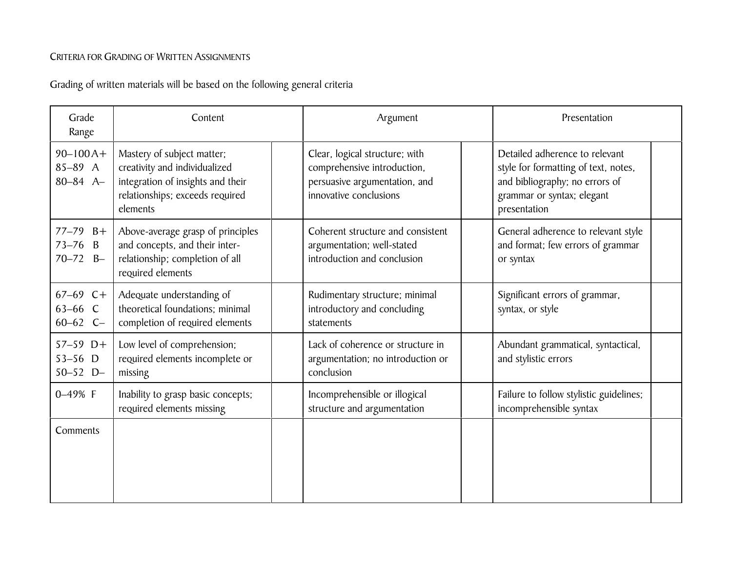CRITERIA FOR GRADING OF WRITTEN ASSIGNMENTS

Grading of written materials will be based on the following general criteria

| Grade Range | Content | | Argument | | Presentation | |
|---|---|---|---|---|---|---|
| 90–100 A+<br>85–89 A<br>80–84 A– | Mastery of subject matter; creativity and individualized integration of insights and their relationships; exceeds required elements | | Clear, logical structure; with comprehensive introduction, persuasive argumentation, and innovative conclusions | | Detailed adherence to relevant style for formatting of text, notes, and bibliography; no errors of grammar or syntax; elegant presentation | |
| 77–79 B+<br>73–76 B<br>70–72 B– | Above-average grasp of principles and concepts, and their inter-relationship; completion of all required elements | | Coherent structure and consistent argumentation; well-stated introduction and conclusion | | General adherence to relevant style and format; few errors of grammar or syntax | |
| 67–69 C+<br>63–66 C<br>60–62 C– | Adequate understanding of theoretical foundations; minimal completion of required elements | | Rudimentary structure; minimal introductory and concluding statements | | Significant errors of grammar, syntax, or style | |
| 57–59 D+<br>53–56 D<br>50–52 D– | Low level of comprehension; required elements incomplete or missing | | Lack of coherence or structure in argumentation; no introduction or conclusion | | Abundant grammatical, syntactical, and stylistic errors | |
| 0–49% F | Inability to grasp basic concepts; required elements missing | | Incomprehensible or illogical structure and argumentation | | Failure to follow stylistic guidelines; incomprehensible syntax | |
| Comments | | | | | | |